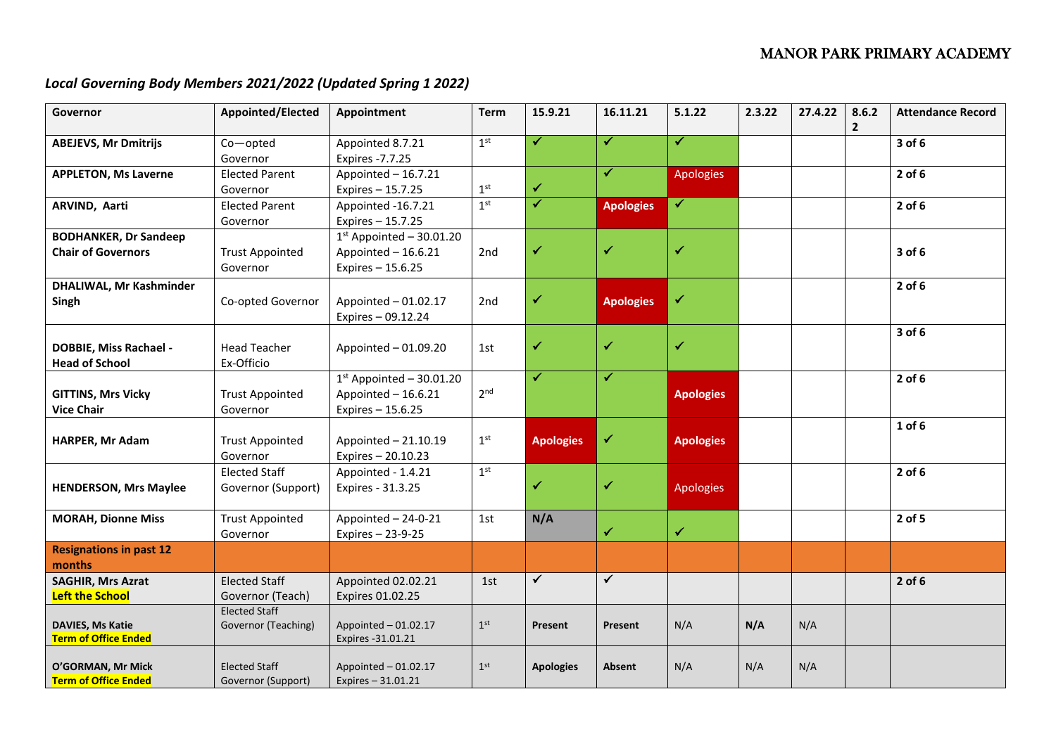MANOR PARK PRIMARY ACADEMY

## *Local Governing Body Members 2021/2022 (Updated Spring 1 2022)*

| Governor | Appointed/Elected | Appointment | Term | 15.9.21 | 16.11.21 | 5.1.22 | 2.3.22 | 27.4.22 | 8.6.22 | Attendance Record |
|---|---|---|---|---|---|---|---|---|---|---|
| **ABEJEVS, Mr Dmitrijs** | Co—opted Governor | Appointed 8.7.21 Expires -7.7.25 | 1st | ✓ | ✓ | ✓ | | | | **3 of 6** |
| **APPLETON, Ms Laverne** | Elected Parent Governor | Appointed – 16.7.21 Expires – 15.7.25 | 1st | ✓ | ✓ | Apologies | | | | **2 of 6** |
| **ARVIND, Aarti** | Elected Parent Governor | Appointed -16.7.21 Expires – 15.7.25 | 1st | ✓ | **Apologies** | ✓ | | | | **2 of 6** |
| **BODHANKER, Dr Sandeep Chair of Governors** | Trust Appointed Governor | 1st Appointed – 30.01.20 Appointed – 16.6.21 Expires – 15.6.25 | 2nd | ✓ | ✓ | ✓ | | | | **3 of 6** |
| **DHALIWAL, Mr Kashminder Singh** | Co-opted Governor | Appointed – 01.02.17 Expires – 09.12.24 | 2nd | ✓ | **Apologies** | ✓ | | | | **2 of 6** |
| **DOBBIE, Miss Rachael - Head of School** | Head Teacher Ex-Officio | Appointed – 01.09.20 | 1st | ✓ | ✓ | ✓ | | | | **3 of 6** |
| **GITTINS, Mrs Vicky Vice Chair** | Trust Appointed Governor | 1st Appointed – 30.01.20 Appointed – 16.6.21 Expires – 15.6.25 | 2nd | ✓ | ✓ | **Apologies** | | | | **2 of 6** |
| **HARPER, Mr Adam** | Trust Appointed Governor | Appointed – 21.10.19 Expires – 20.10.23 | 1st | **Apologies** | ✓ | **Apologies** | | | | **1 of 6** |
| **HENDERSON, Mrs Maylee** | Elected Staff Governor (Support) | Appointed - 1.4.21 Expires - 31.3.25 | 1st | ✓ | ✓ | Apologies | | | | **2 of 6** |
| **MORAH, Dionne Miss** | Trust Appointed Governor | Appointed – 24-0-21 Expires – 23-9-25 | 1st | **N/A** | ✓ | ✓ | | | | **2 of 5** |
| **Resignations in past 12 months** | | | | | | | | | | |
| **SAGHIR, Mrs Azrat** **Left the School** | Elected Staff Governor (Teach) | Appointed 02.02.21 Expires 01.02.25 | 1st | ✓ | ✓ | | | | | **2 of 6** |
| **DAVIES, Ms Katie** **Term of Office Ended** | Elected Staff Governor (Teaching) | Appointed – 01.02.17 Expires -31.01.21 | 1st | **Present** | **Present** | N/A | **N/A** | N/A | | |
| **O'GORMAN, Mr Mick** **Term of Office Ended** | Elected Staff Governor (Support) | Appointed – 01.02.17 Expires – 31.01.21 | 1st | **Apologies** | **Absent** | N/A | N/A | N/A | | |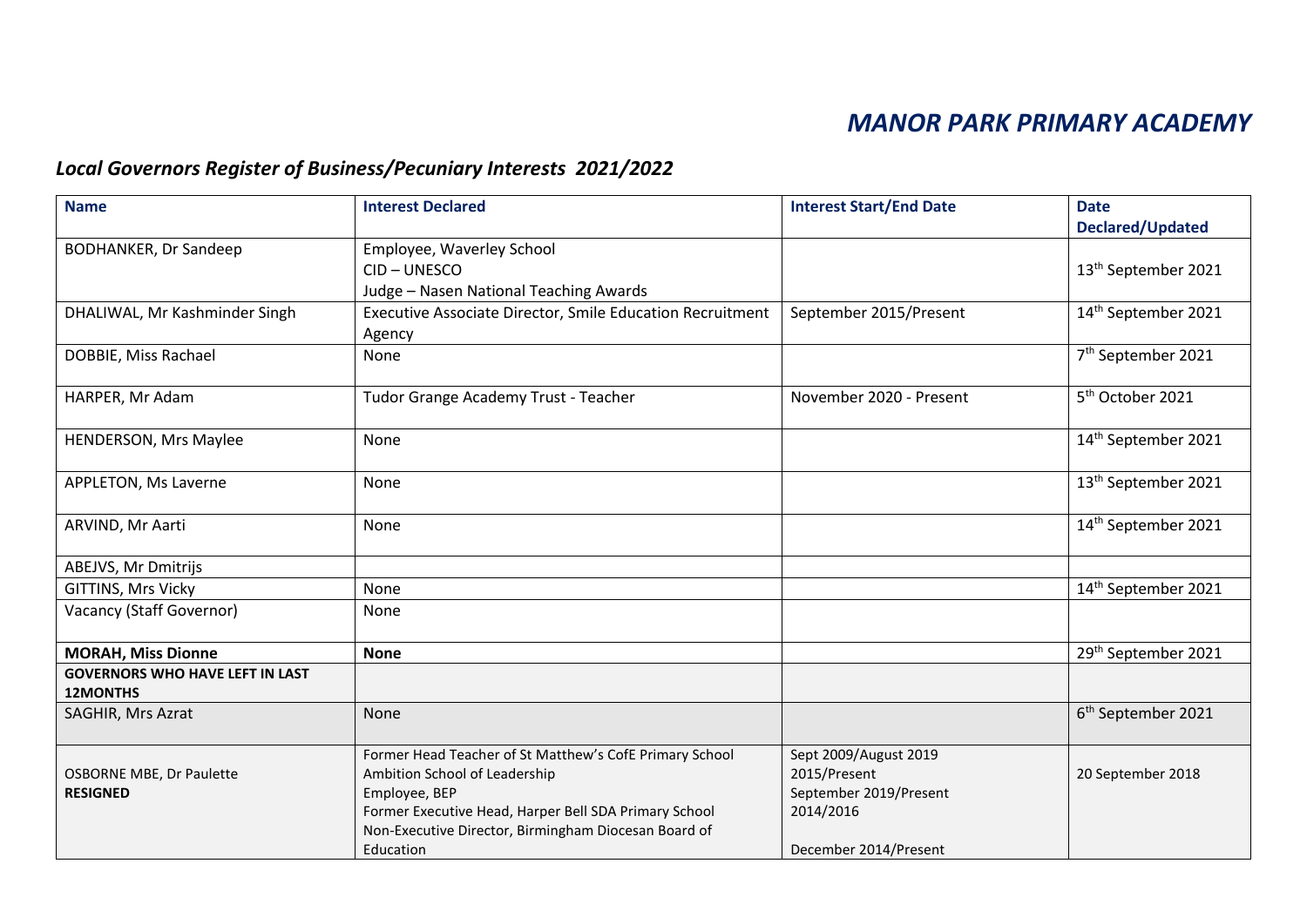# *MANOR PARK PRIMARY ACADEMY*

## *Local Governors Register of Business/Pecuniary Interests 2021/2022*

| Name | Interest Declared | Interest Start/End Date | Date Declared/Updated |
|---|---|---|---|
| BODHANKER, Dr Sandeep | Employee, Waverley School<br>CID – UNESCO<br>Judge – Nasen National Teaching Awards | | 13th September 2021 |
| DHALIWAL, Mr Kashminder Singh | Executive Associate Director, Smile Education Recruitment Agency | September 2015/Present | 14th September 2021 |
| DOBBIE, Miss Rachael | None | | 7th September 2021 |
| HARPER, Mr Adam | Tudor Grange Academy Trust - Teacher | November 2020 - Present | 5th October 2021 |
| HENDERSON, Mrs Maylee | None | | 14th September 2021 |
| APPLETON, Ms Laverne | None | | 13th September 2021 |
| ARVIND, Mr Aarti | None | | 14th September 2021 |
| ABEJVS, Mr Dmitrijs | | | |
| GITTINS, Mrs Vicky | None | | 14th September 2021 |
| Vacancy (Staff Governor) | None | | |
| **MORAH, Miss Dionne** | **None** | | 29th September 2021 |
| **GOVERNORS WHO HAVE LEFT IN LAST 12MONTHS** | | | |
| SAGHIR, Mrs Azrat | None | | 6th September 2021 |
| OSBORNE MBE, Dr Paulette<br>**RESIGNED** | Former Head Teacher of St Matthew's CofE Primary School<br>Ambition School of Leadership<br>Employee, BEP<br>Former Executive Head, Harper Bell SDA Primary School<br>Non-Executive Director, Birmingham Diocesan Board of Education | Sept 2009/August 2019<br>2015/Present<br>September 2019/Present<br>2014/2016<br>December 2014/Present | 20 September 2018 |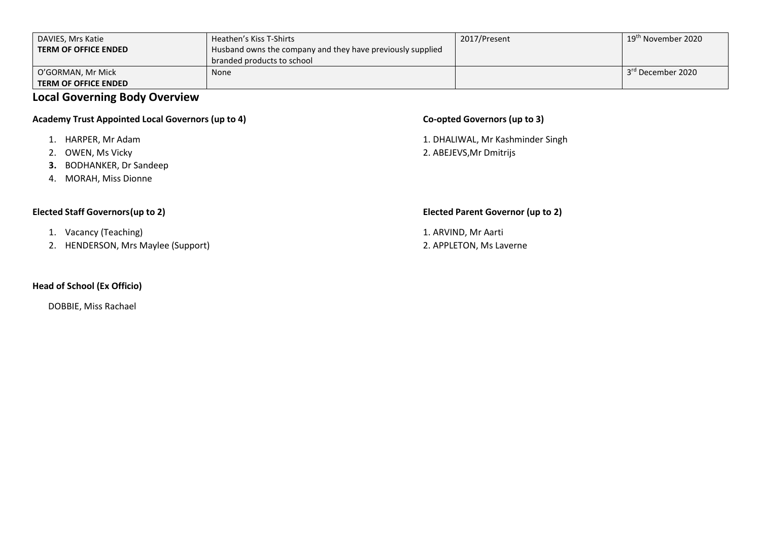| | | | |
|---|---|---|---|
| DAVIES, Mrs Katie<br>**TERM OF OFFICE ENDED** | Heathen's Kiss T-Shirts<br>Husband owns the company and they have previously supplied branded products to school | 2017/Present | 19th November 2020 |
| O'GORMAN, Mr Mick<br>**TERM OF OFFICE ENDED** | None | | 3rd December 2020 |

## Local Governing Body Overview

**Academy Trust Appointed Local Governors (up to 4)**

1. HARPER, Mr Adam
2. OWEN, Ms Vicky
3. BODHANKER, Dr Sandeep
4. MORAH, Miss Dionne

**Co-opted Governors (up to 3)**

1. DHALIWAL, Mr Kashminder Singh
2. ABEJEVS,Mr Dmitrijs

**Elected Staff Governors(up to 2)**

1. Vacancy (Teaching)
2. HENDERSON, Mrs Maylee (Support)

**Elected Parent Governor (up to 2)**

1. ARVIND, Mr Aarti
2. APPLETON, Ms Laverne

**Head of School (Ex Officio)**

DOBBIE, Miss Rachael